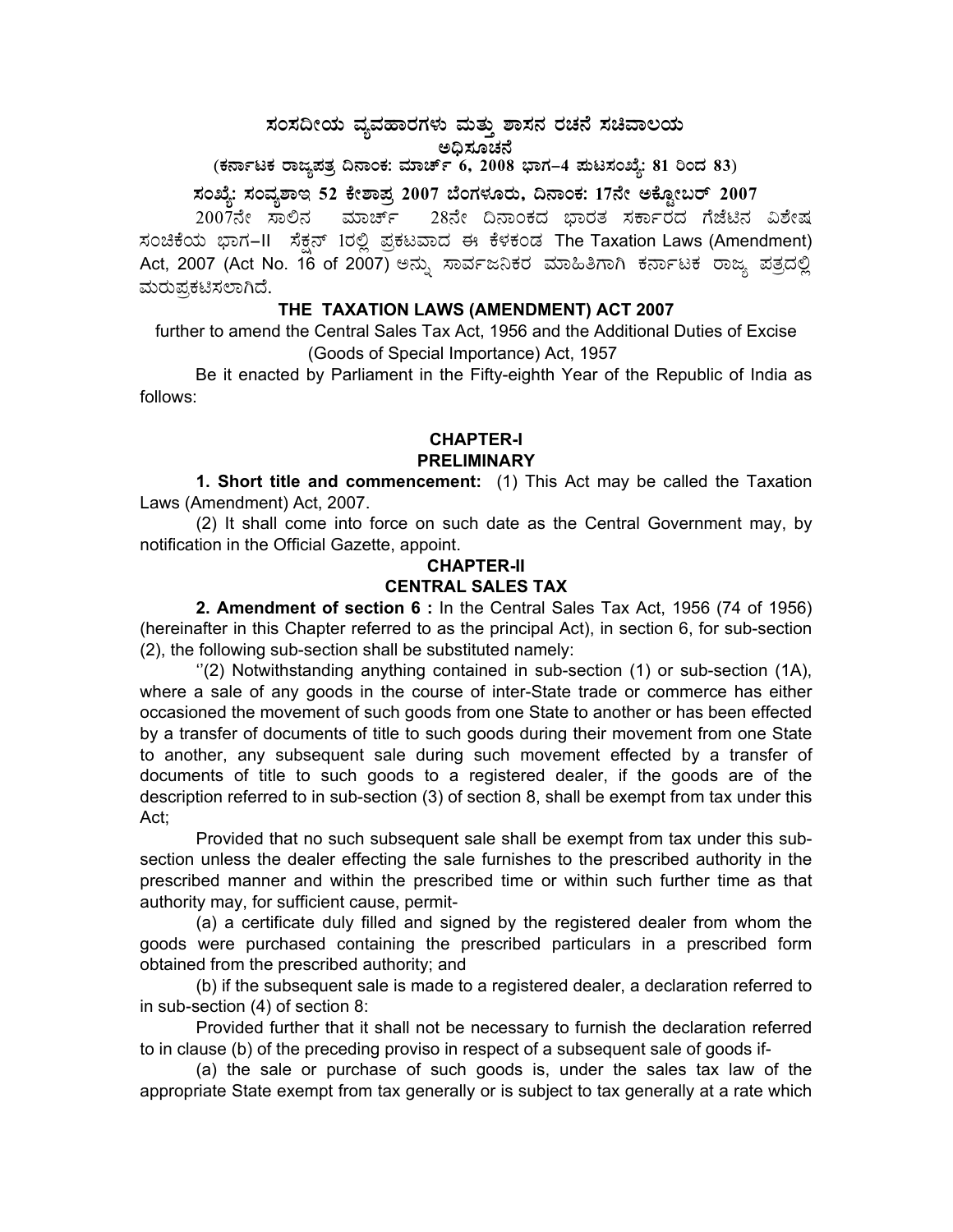# ಸಂಸದೀಯ ವ್ಯವಹಾರಗಳು ಮತ್ತು ಶಾಸನ ರಚನೆ ಸಚಿವಾಲಯ

## ಅಧಿಸೂಚನೆ

**(ಕರ್ನಾಟಕ ರಾಜ್ಯಪತ್ರ ದಿನಾಂಕ: ಮಾರ್ಚ್ 6, 2008 ಭಾಗ–4 ಪುಟಸಂಖ್ಯೆ: 81 ರಿಂದ 83)**

**ಸಂಖ್ಯೆ: ಸಂವ್ಯಶಾಇ 52 ಕೇಶಾಪ್ರ 2007 ಬೆಂಗಳೂರು, ದಿನಾಂಕ: 17ನೇ ಅಕ್ಟೋಬರ್ 2007**

2007ನೇ ಸಾಲಿನ ಮಾರ್ಚ್ 28ನೇ ದಿನಾಂಕದ ಭಾರತ ಸರ್ಕಾರದ ಗೆಜೆಟಿನ ವಿಶೇಷ ಸಂಚಿಕೆಯ ಭಾಗ–II ಸೆಕ್ಷನ್ 1ರಲ್ಲಿ ಪ್ರಕಟವಾದ ಈ ಕೆಳಕಂಡ The Taxation Laws (Amendment) Act, 2007 (Act No. 16 of 2007) ಅನ್ನು ಸಾರ್ವಜನಿಕರ ಮಾಹಿತಿಗಾಗಿ ಕರ್ನಾಟಕ ರಾಜ್ಯ ಪತ್ರದಲ್ಲಿ ಮರುಪ್ರಕಟಿಸಲಾಗಿದೆ.

## THE TAXATION LAWS (AMENDMENT) ACT 2007

further to amend the Central Sales Tax Act, 1956 and the Additional Duties of Excise (Goods of Special Importance) Act, 1957

Be it enacted by Parliament in the Fifty-eighth Year of the Republic of India as follows:

### CHAPTER-I
### PRELIMINARY

**1. Short title and commencement:** (1) This Act may be called the Taxation Laws (Amendment) Act, 2007.

(2) It shall come into force on such date as the Central Government may, by notification in the Official Gazette, appoint.

### CHAPTER-II
### CENTRAL SALES TAX

**2. Amendment of section 6 :** In the Central Sales Tax Act, 1956 (74 of 1956) (hereinafter in this Chapter referred to as the principal Act), in section 6, for sub-section (2), the following sub-section shall be substituted namely:

''(2) Notwithstanding anything contained in sub-section (1) or sub-section (1A), where a sale of any goods in the course of inter-State trade or commerce has either occasioned the movement of such goods from one State to another or has been effected by a transfer of documents of title to such goods during their movement from one State to another, any subsequent sale during such movement effected by a transfer of documents of title to such goods to a registered dealer, if the goods are of the description referred to in sub-section (3) of section 8, shall be exempt from tax under this Act;

Provided that no such subsequent sale shall be exempt from tax under this sub-section unless the dealer effecting the sale furnishes to the prescribed authority in the prescribed manner and within the prescribed time or within such further time as that authority may, for sufficient cause, permit-

(a) a certificate duly filled and signed by the registered dealer from whom the goods were purchased containing the prescribed particulars in a prescribed form obtained from the prescribed authority; and

(b) if the subsequent sale is made to a registered dealer, a declaration referred to in sub-section (4) of section 8:

Provided further that it shall not be necessary to furnish the declaration referred to in clause (b) of the preceding proviso in respect of a subsequent sale of goods if-

(a) the sale or purchase of such goods is, under the sales tax law of the appropriate State exempt from tax generally or is subject to tax generally at a rate which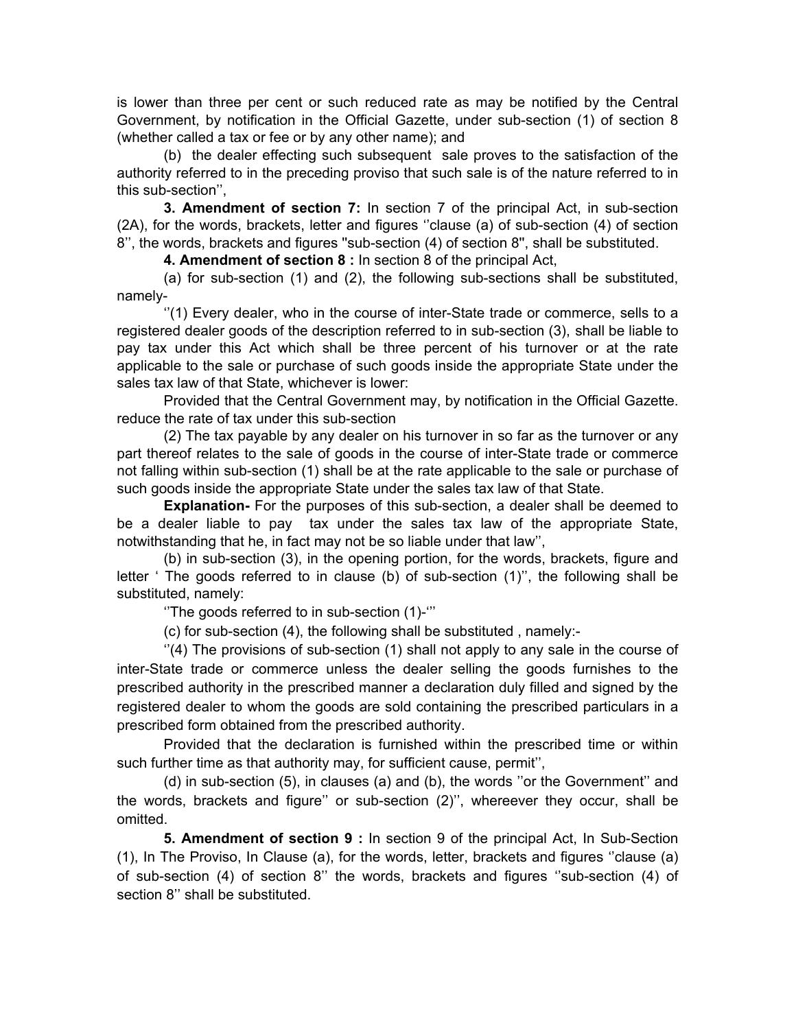is lower than three per cent or such reduced rate as may be notified by the Central Government, by notification in the Official Gazette, under sub-section (1) of section 8 (whether called a tax or fee or by any other name); and

(b) the dealer effecting such subsequent sale proves to the satisfaction of the authority referred to in the preceding proviso that such sale is of the nature referred to in this sub-section'',

**3. Amendment of section 7:** In section 7 of the principal Act, in sub-section (2A), for the words, brackets, letter and figures ''clause (a) of sub-section (4) of section 8'', the words, brackets and figures "sub-section (4) of section 8", shall be substituted.

**4. Amendment of section 8 :** In section 8 of the principal Act,

(a) for sub-section (1) and (2), the following sub-sections shall be substituted, namely-

''(1) Every dealer, who in the course of inter-State trade or commerce, sells to a registered dealer goods of the description referred to in sub-section (3), shall be liable to pay tax under this Act which shall be three percent of his turnover or at the rate applicable to the sale or purchase of such goods inside the appropriate State under the sales tax law of that State, whichever is lower:

Provided that the Central Government may, by notification in the Official Gazette. reduce the rate of tax under this sub-section

(2) The tax payable by any dealer on his turnover in so far as the turnover or any part thereof relates to the sale of goods in the course of inter-State trade or commerce not falling within sub-section (1) shall be at the rate applicable to the sale or purchase of such goods inside the appropriate State under the sales tax law of that State.

**Explanation-** For the purposes of this sub-section, a dealer shall be deemed to be a dealer liable to pay tax under the sales tax law of the appropriate State, notwithstanding that he, in fact may not be so liable under that law'',

(b) in sub-section (3), in the opening portion, for the words, brackets, figure and letter ' The goods referred to in clause (b) of sub-section (1)'', the following shall be substituted, namely:

''The goods referred to in sub-section (1)-'''

(c) for sub-section (4), the following shall be substituted , namely:-

''(4) The provisions of sub-section (1) shall not apply to any sale in the course of inter-State trade or commerce unless the dealer selling the goods furnishes to the prescribed authority in the prescribed manner a declaration duly filled and signed by the registered dealer to whom the goods are sold containing the prescribed particulars in a prescribed form obtained from the prescribed authority.

Provided that the declaration is furnished within the prescribed time or within such further time as that authority may, for sufficient cause, permit'',

(d) in sub-section (5), in clauses (a) and (b), the words ''or the Government'' and the words, brackets and figure'' or sub-section (2)'', whereever they occur, shall be omitted.

**5. Amendment of section 9 :** In section 9 of the principal Act, In Sub-Section (1), In The Proviso, In Clause (a), for the words, letter, brackets and figures ''clause (a) of sub-section (4) of section 8'' the words, brackets and figures ''sub-section (4) of section 8'' shall be substituted.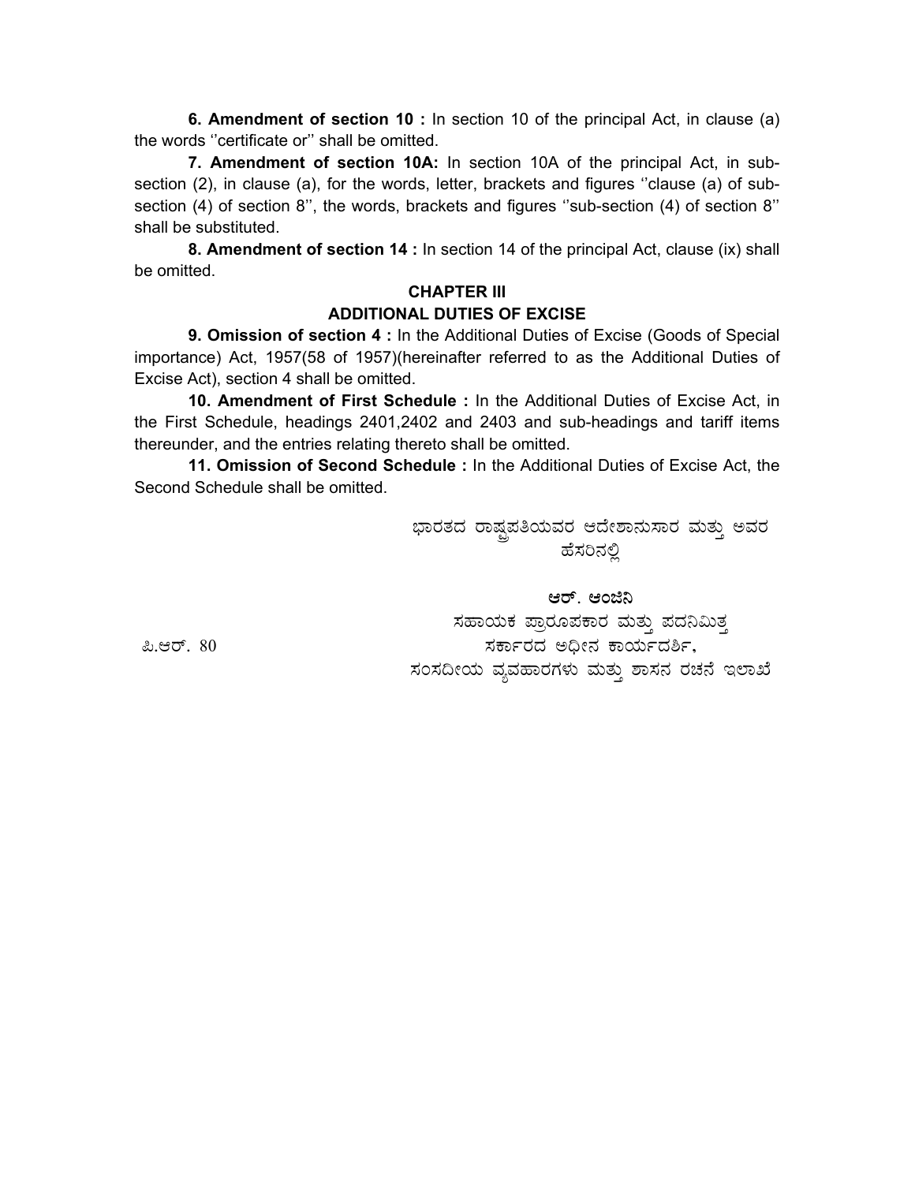**6. Amendment of section 10 :** In section 10 of the principal Act, in clause (a) the words ''certificate or'' shall be omitted.

**7. Amendment of section 10A:** In section 10A of the principal Act, in sub-section (2), in clause (a), for the words, letter, brackets and figures ''clause (a) of sub-section (4) of section 8'', the words, brackets and figures ''sub-section (4) of section 8'' shall be substituted.

**8. Amendment of section 14 :** In section 14 of the principal Act, clause (ix) shall be omitted.

## CHAPTER III

## ADDITIONAL DUTIES OF EXCISE

**9. Omission of section 4 :** In the Additional Duties of Excise (Goods of Special importance) Act, 1957(58 of 1957)(hereinafter referred to as the Additional Duties of Excise Act), section 4 shall be omitted.

**10. Amendment of First Schedule :** In the Additional Duties of Excise Act, in the First Schedule, headings 2401,2402 and 2403 and sub-headings and tariff items thereunder, and the entries relating thereto shall be omitted.

**11. Omission of Second Schedule :** In the Additional Duties of Excise Act, the Second Schedule shall be omitted.

ಭಾರತದ ರಾಷ್ಟ್ರಪತಿಯವರ ಆದೇಶಾನುಸಾರ ಮತ್ತು ಅವರ ಹೆಸರಿನಲ್ಲಿ

**ಆರ್. ಆಂಜಿನಿ**

ಸಹಾಯಕ ಪ್ರಾರೂಪಕಾರ ಮತ್ತು ಪದನಿಮಿತ್ತ ಸರ್ಕಾರದ ಅಧೀನ ಕಾರ್ಯದರ್ಶಿ, ಸಂಸದೀಯ ವ್ಯವಹಾರಗಳು ಮತ್ತು ಶಾಸನ ರಚನೆ ಇಲಾಖೆ

ಪಿ.ಆರ್. 80